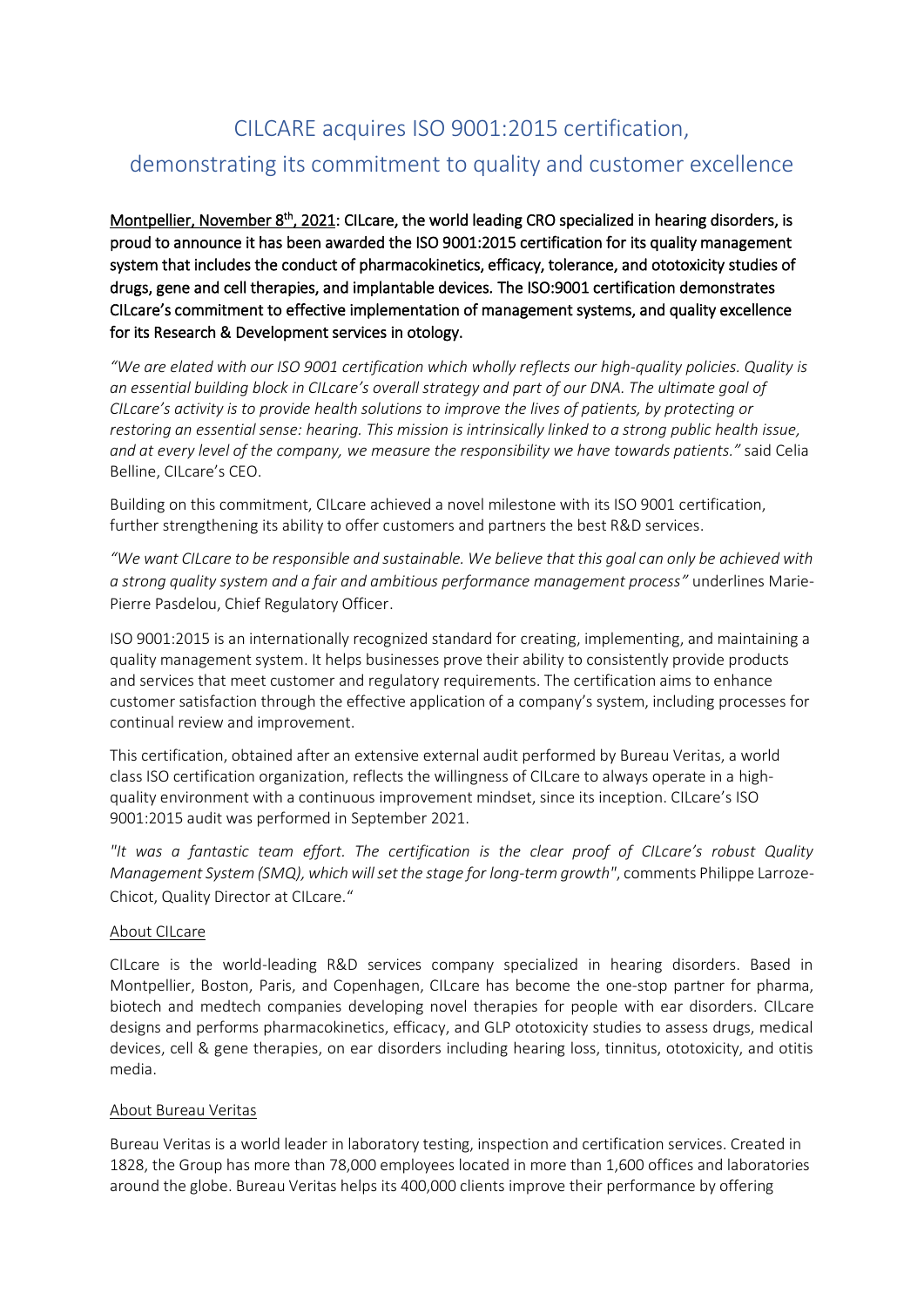# CILCARE acquires ISO 9001:2015 certification, demonstrating its commitment to quality and customer excellence

**Montpellier, November 8th, 2021: CILcare, the world leading CRO specialized in hearing disorders, is proud to announce it has been awarded the ISO 9001:2015 certification for its quality management system that includes the conduct of pharmacokinetics, efficacy, tolerance, and ototoxicity studies of drugs, gene and cell therapies, and implantable devices. The ISO:9001 certification demonstrates CILcare's commitment to effective implementation of management systems, and quality excellence for its Research & Development services in otology.**

*"We are elated with our ISO 9001 certification which wholly reflects our high-quality policies. Quality is an essential building block in CILcare's overall strategy and part of our DNA. The ultimate goal of CILcare's activity is to provide health solutions to improve the lives of patients, by protecting or restoring an essential sense: hearing. This mission is intrinsically linked to a strong public health issue, and at every level of the company, we measure the responsibility we have towards patients."* said Celia Belline, CILcare's CEO.

Building on this commitment, CILcare achieved a novel milestone with its ISO 9001 certification, further strengthening its ability to offer customers and partners the best R&D services.

*"We want CILcare to be responsible and sustainable. We believe that this goal can only be achieved with a strong quality system and a fair and ambitious performance management process"* underlines Marie-Pierre Pasdelou, Chief Regulatory Officer.

ISO 9001:2015 is an internationally recognized standard for creating, implementing, and maintaining a quality management system. It helps businesses prove their ability to consistently provide products and services that meet customer and regulatory requirements. The certification aims to enhance customer satisfaction through the effective application of a company's system, including processes for continual review and improvement.

This certification, obtained after an extensive external audit performed by Bureau Veritas, a world class ISO certification organization, reflects the willingness of CILcare to always operate in a high-quality environment with a continuous improvement mindset, since its inception. CILcare's ISO 9001:2015 audit was performed in September 2021.

*"It was a fantastic team effort. The certification is the clear proof of CILcare's robust Quality Management System (SMQ), which will set the stage for long-term growth"*, comments Philippe Larroze-Chicot, Quality Director at CILcare."

## About CILcare

CILcare is the world-leading R&D services company specialized in hearing disorders. Based in Montpellier, Boston, Paris, and Copenhagen, CILcare has become the one-stop partner for pharma, biotech and medtech companies developing novel therapies for people with ear disorders. CILcare designs and performs pharmacokinetics, efficacy, and GLP ototoxicity studies to assess drugs, medical devices, cell & gene therapies, on ear disorders including hearing loss, tinnitus, ototoxicity, and otitis media.

## About Bureau Veritas

Bureau Veritas is a world leader in laboratory testing, inspection and certification services. Created in 1828, the Group has more than 78,000 employees located in more than 1,600 offices and laboratories around the globe. Bureau Veritas helps its 400,000 clients improve their performance by offering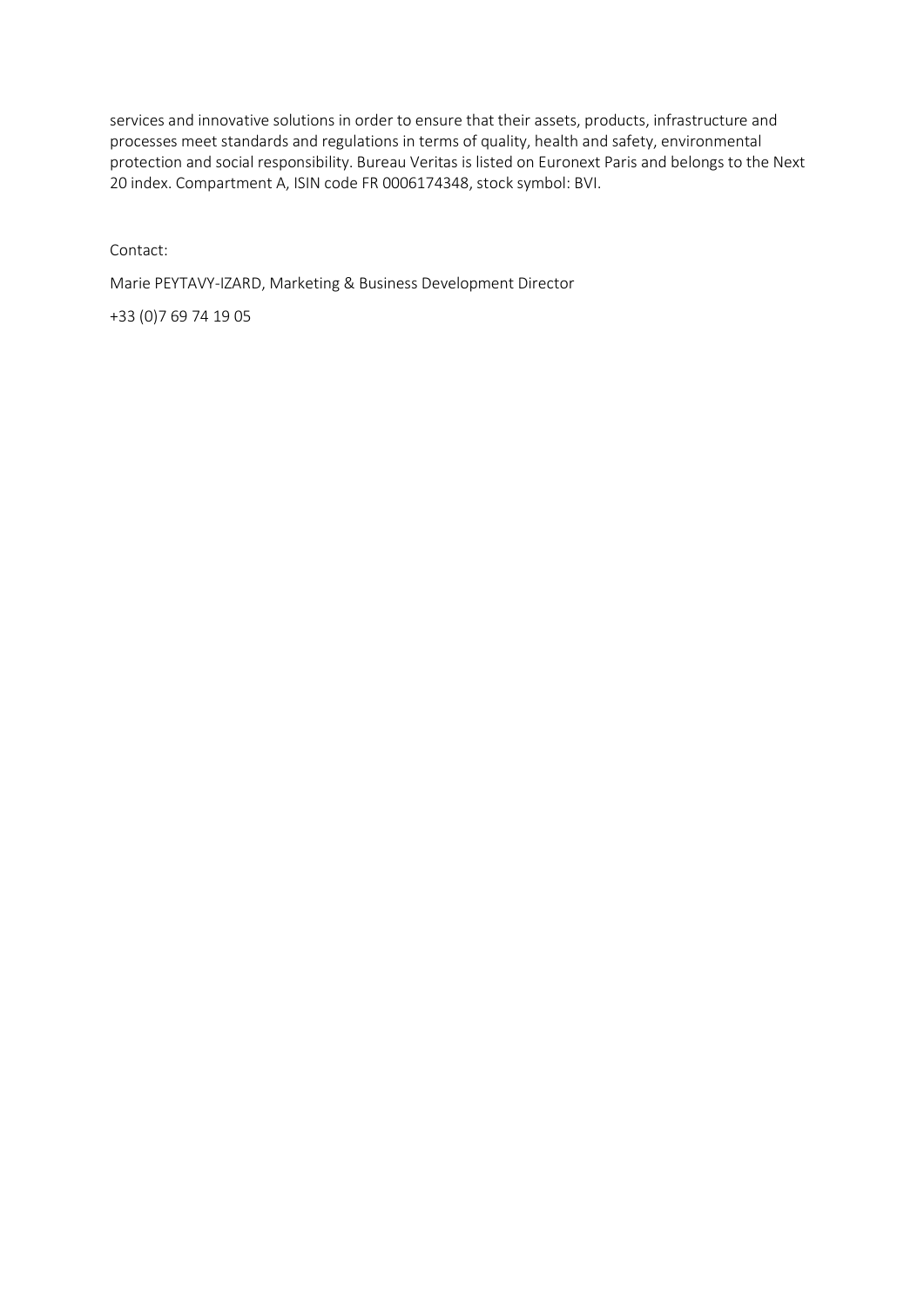services and innovative solutions in order to ensure that their assets, products, infrastructure and processes meet standards and regulations in terms of quality, health and safety, environmental protection and social responsibility. Bureau Veritas is listed on Euronext Paris and belongs to the Next 20 index. Compartment A, ISIN code FR 0006174348, stock symbol: BVI.

Contact:

Marie PEYTAVY-IZARD, Marketing & Business Development Director

+33 (0)7 69 74 19 05